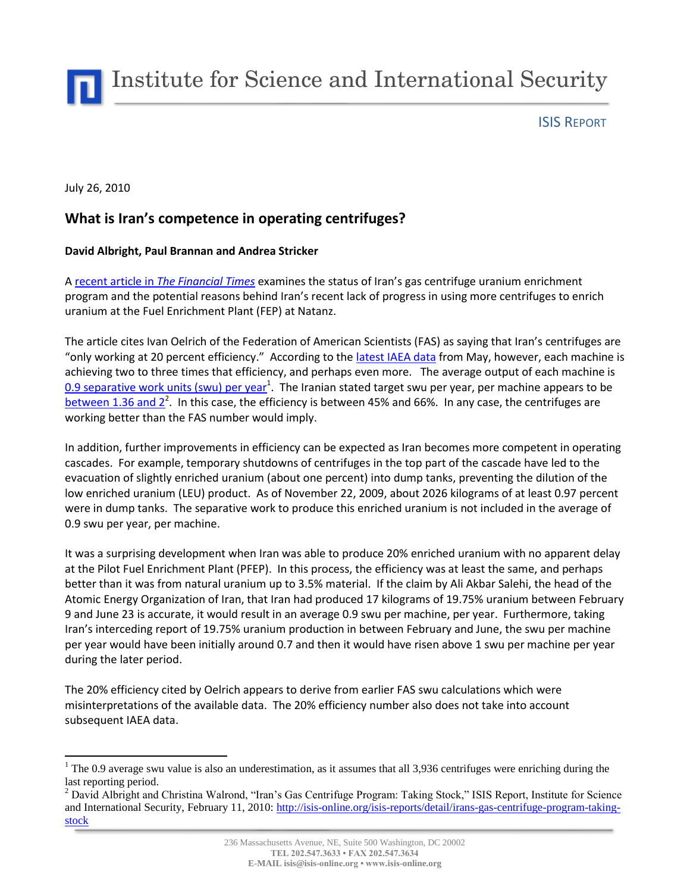# Institute for Science and International Security

ISIS REPORT

July 26, 2010

## What is Iran's competence in operating centrifuges?

**David Albright, Paul Brannan and Andrea Stricker**

A [recent article in *The Financial Times*](#) examines the status of Iran's gas centrifuge uranium enrichment program and the potential reasons behind Iran's recent lack of progress in using more centrifuges to enrich uranium at the Fuel Enrichment Plant (FEP) at Natanz.

The article cites Ivan Oelrich of the Federation of American Scientists (FAS) as saying that Iran's centrifuges are "only working at 20 percent efficiency." According to the [latest IAEA data](#) from May, however, each machine is achieving two to three times that efficiency, and perhaps even more. The average output of each machine is [0.9 separative work units (swu) per year](#)[1]. The Iranian stated target swu per year, per machine appears to be [between 1.36 and 2](#)[2]. In this case, the efficiency is between 45% and 66%. In any case, the centrifuges are working better than the FAS number would imply.

In addition, further improvements in efficiency can be expected as Iran becomes more competent in operating cascades. For example, temporary shutdowns of centrifuges in the top part of the cascade have led to the evacuation of slightly enriched uranium (about one percent) into dump tanks, preventing the dilution of the low enriched uranium (LEU) product. As of November 22, 2009, about 2026 kilograms of at least 0.97 percent were in dump tanks. The separative work to produce this enriched uranium is not included in the average of 0.9 swu per year, per machine.

It was a surprising development when Iran was able to produce 20% enriched uranium with no apparent delay at the Pilot Fuel Enrichment Plant (PFEP). In this process, the efficiency was at least the same, and perhaps better than it was from natural uranium up to 3.5% material. If the claim by Ali Akbar Salehi, the head of the Atomic Energy Organization of Iran, that Iran had produced 17 kilograms of 19.75% uranium between February 9 and June 23 is accurate, it would result in an average 0.9 swu per machine, per year. Furthermore, taking Iran's interceding report of 19.75% uranium production in between February and June, the swu per machine per year would have been initially around 0.7 and then it would have risen above 1 swu per machine per year during the later period.

The 20% efficiency cited by Oelrich appears to derive from earlier FAS swu calculations which were misinterpretations of the available data. The 20% efficiency number also does not take into account subsequent IAEA data.

---

[1] The 0.9 average swu value is also an underestimation, as it assumes that all 3,936 centrifuges were enriching during the last reporting period.

[2] David Albright and Christina Walrond, "Iran's Gas Centrifuge Program: Taking Stock," ISIS Report, Institute for Science and International Security, February 11, 2010: http://isis-online.org/isis-reports/detail/irans-gas-centrifuge-program-taking-stock

236 Massachusetts Avenue, NE, Suite 500 Washington, DC 20002
TEL 202.547.3633 • FAX 202.547.3634
E-MAIL isis@isis-online.org • www.isis-online.org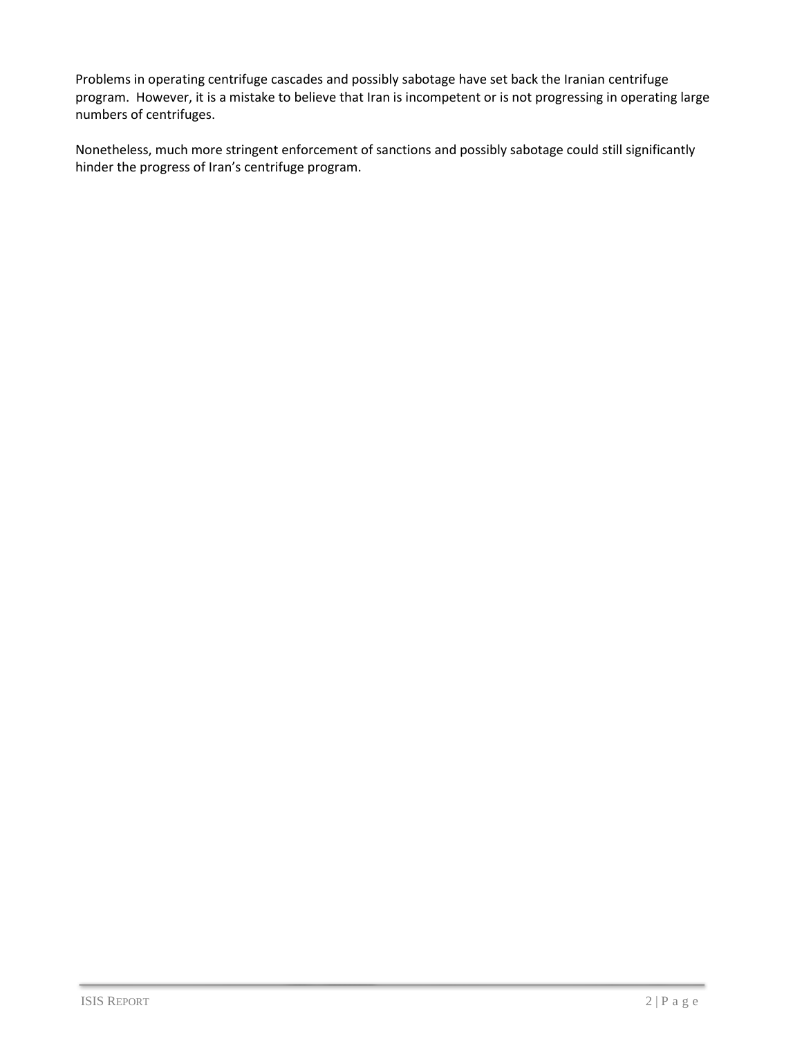Problems in operating centrifuge cascades and possibly sabotage have set back the Iranian centrifuge program. However, it is a mistake to believe that Iran is incompetent or is not progressing in operating large numbers of centrifuges.

Nonetheless, much more stringent enforcement of sanctions and possibly sabotage could still significantly hinder the progress of Iran's centrifuge program.